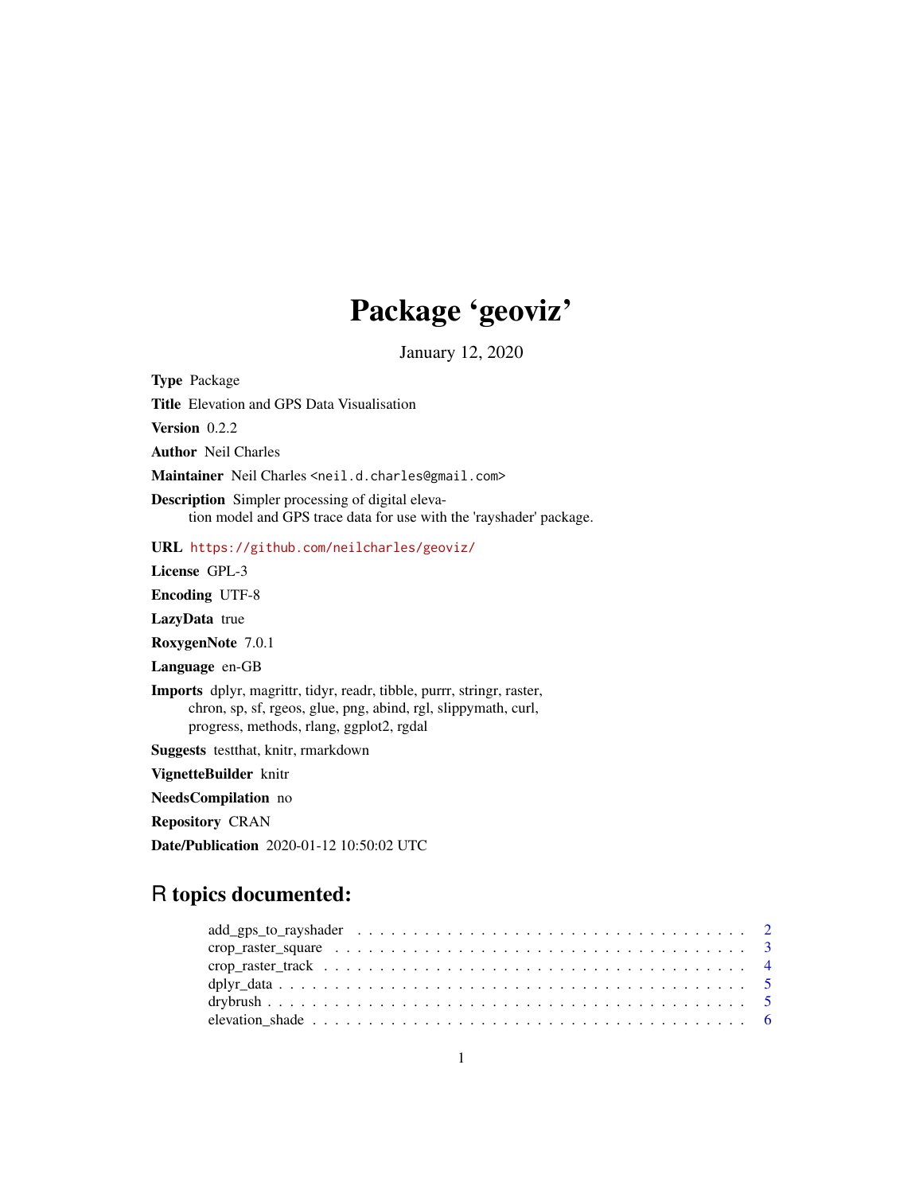# Package 'geoviz'

January 12, 2020

**Type** Package

**Title** Elevation and GPS Data Visualisation

**Version** 0.2.2

**Author** Neil Charles

**Maintainer** Neil Charles <neil.d.charles@gmail.com>

**Description** Simpler processing of digital elevation model and GPS trace data for use with the 'rayshader' package.

**URL** https://github.com/neilcharles/geoviz/

**License** GPL-3

**Encoding** UTF-8

**LazyData** true

**RoxygenNote** 7.0.1

**Language** en-GB

**Imports** dplyr, magrittr, tidyr, readr, tibble, purrr, stringr, raster, chron, sp, sf, rgeos, glue, png, abind, rgl, slippymath, curl, progress, methods, rlang, ggplot2, rgdal

**Suggests** testthat, knitr, rmarkdown

**VignetteBuilder** knitr

**NeedsCompilation** no

**Repository** CRAN

**Date/Publication** 2020-01-12 10:50:02 UTC

## R topics documented:

- add_gps_to_rayshader . . . 2
- crop_raster_square . . . 3
- crop_raster_track . . . 4
- dplyr_data . . . 5
- drybrush . . . 5
- elevation_shade . . . 6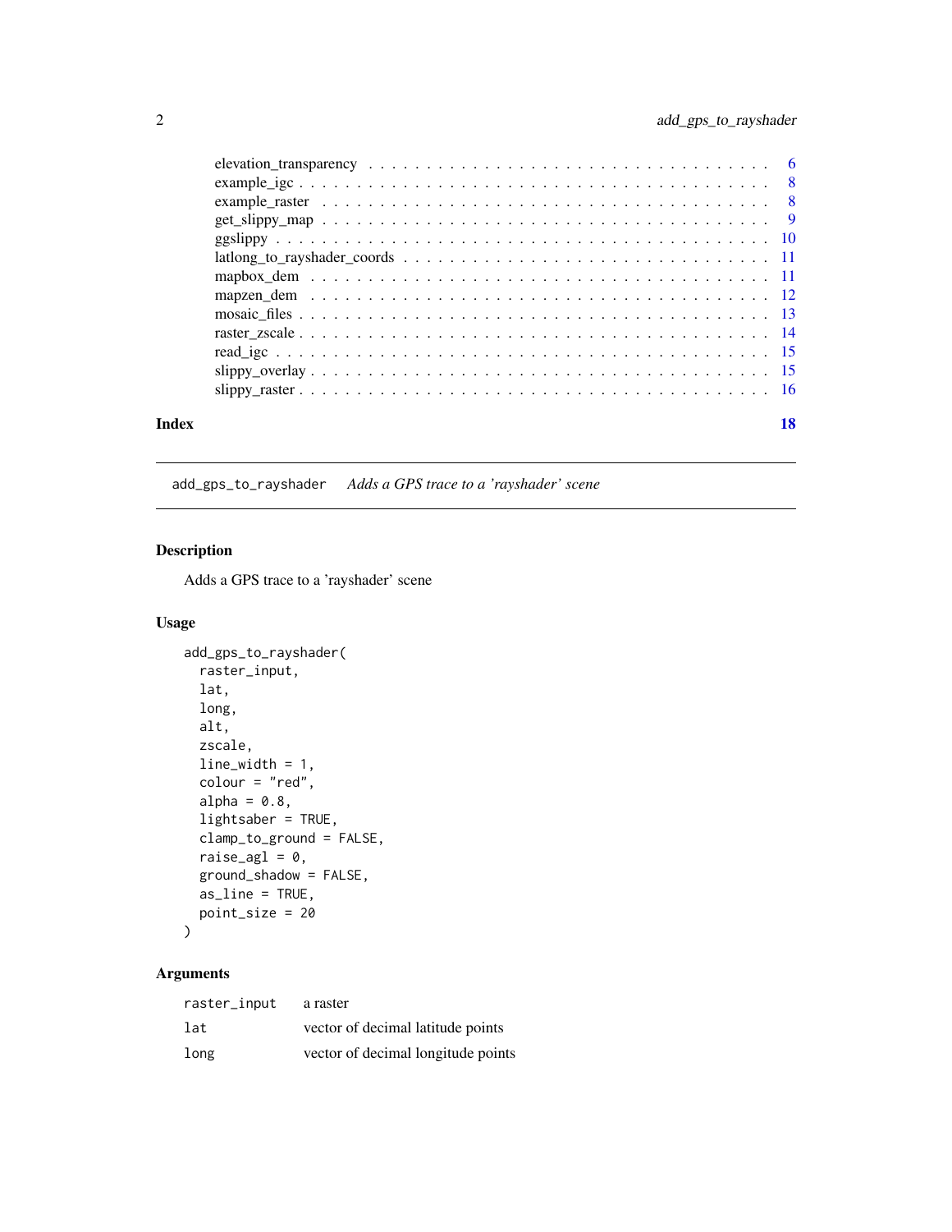elevation_transparency . . . . . . . . . . . . . . . . . . . . . . . . . . . . . . . . . . 6
example_igc . . . . . . . . . . . . . . . . . . . . . . . . . . . . . . . . . . . . . . . . 8
example_raster . . . . . . . . . . . . . . . . . . . . . . . . . . . . . . . . . . . . . . 8
get_slippy_map . . . . . . . . . . . . . . . . . . . . . . . . . . . . . . . . . . . . . . 9
ggslippy . . . . . . . . . . . . . . . . . . . . . . . . . . . . . . . . . . . . . . . . . 10
latlong_to_rayshader_coords . . . . . . . . . . . . . . . . . . . . . . . . . . . . . . . 11
mapbox_dem . . . . . . . . . . . . . . . . . . . . . . . . . . . . . . . . . . . . . . . 11
mapzen_dem . . . . . . . . . . . . . . . . . . . . . . . . . . . . . . . . . . . . . . . 12
mosaic_files . . . . . . . . . . . . . . . . . . . . . . . . . . . . . . . . . . . . . . . 13
raster_zscale . . . . . . . . . . . . . . . . . . . . . . . . . . . . . . . . . . . . . . . 14
read_igc . . . . . . . . . . . . . . . . . . . . . . . . . . . . . . . . . . . . . . . . . 15
slippy_overlay . . . . . . . . . . . . . . . . . . . . . . . . . . . . . . . . . . . . . . 15
slippy_raster . . . . . . . . . . . . . . . . . . . . . . . . . . . . . . . . . . . . . . . 16

**Index** **18**

---

## add_gps_to_rayshader *Adds a GPS trace to a 'rayshader' scene*

### Description

Adds a GPS trace to a 'rayshader' scene

### Usage

```
add_gps_to_rayshader(
  raster_input,
  lat,
  long,
  alt,
  zscale,
  line_width = 1,
  colour = "red",
  alpha = 0.8,
  lightsaber = TRUE,
  clamp_to_ground = FALSE,
  raise_agl = 0,
  ground_shadow = FALSE,
  as_line = TRUE,
  point_size = 20
)
```

### Arguments

| | |
|---|---|
| raster_input | a raster |
| lat | vector of decimal latitude points |
| long | vector of decimal longitude points |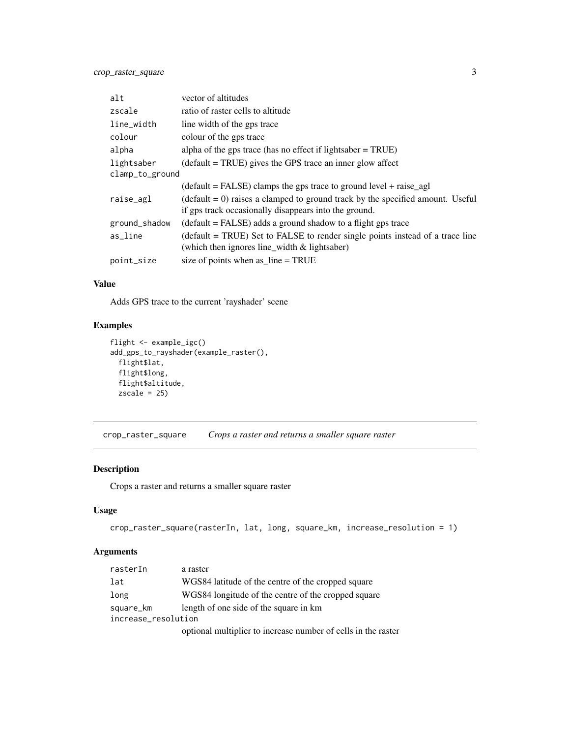| Argument | Description |
|---|---|
| alt | vector of altitudes |
| zscale | ratio of raster cells to altitude |
| line_width | line width of the gps trace |
| colour | colour of the gps trace |
| alpha | alpha of the gps trace (has no effect if lightsaber = TRUE) |
| lightsaber | (default = TRUE) gives the GPS trace an inner glow affect |
| clamp_to_ground | (default = FALSE) clamps the gps trace to ground level + raise_agl |
| raise_agl | (default = 0) raises a clamped to ground track by the specified amount. Useful if gps track occasionally disappears into the ground. |
| ground_shadow | (default = FALSE) adds a ground shadow to a flight gps trace |
| as_line | (default = TRUE) Set to FALSE to render single points instead of a trace line (which then ignores line_width & lightsaber) |
| point_size | size of points when as_line = TRUE |

### Value

Adds GPS trace to the current 'rayshader' scene

### Examples

```
flight <- example_igc()
add_gps_to_rayshader(example_raster(),
  flight$lat,
  flight$long,
  flight$altitude,
  zscale = 25)
```

---

## crop_raster_square    *Crops a raster and returns a smaller square raster*

---

### Description

Crops a raster and returns a smaller square raster

### Usage

```
crop_raster_square(rasterIn, lat, long, square_km, increase_resolution = 1)
```

### Arguments

| Argument | Description |
|---|---|
| rasterIn | a raster |
| lat | WGS84 latitude of the centre of the cropped square |
| long | WGS84 longitude of the centre of the cropped square |
| square_km | length of one side of the square in km |
| increase_resolution | optional multiplier to increase number of cells in the raster |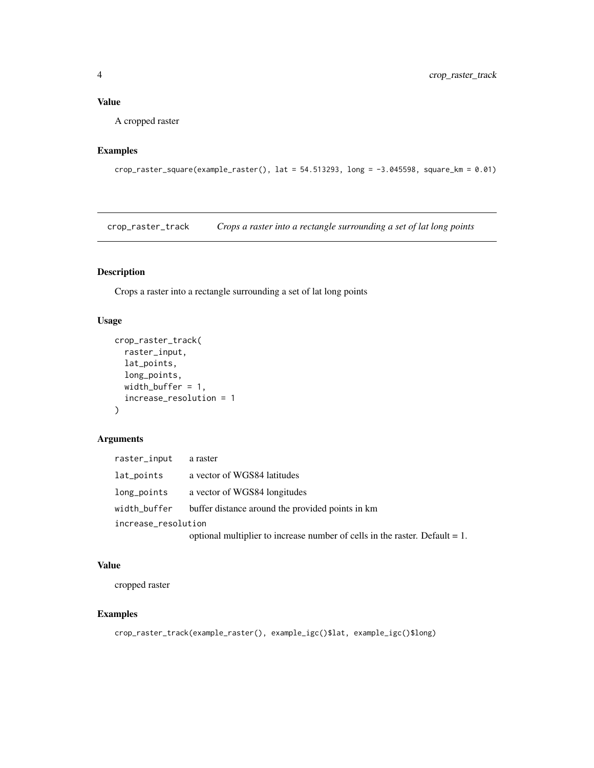### Value

A cropped raster

### Examples

```
crop_raster_square(example_raster(), lat = 54.513293, long = -3.045598, square_km = 0.01)
```

---

## crop_raster_track *Crops a raster into a rectangle surrounding a set of lat long points*

---

### Description

Crops a raster into a rectangle surrounding a set of lat long points

### Usage

```
crop_raster_track(
  raster_input,
  lat_points,
  long_points,
  width_buffer = 1,
  increase_resolution = 1
)
```

### Arguments

| | |
|---|---|
| raster_input | a raster |
| lat_points | a vector of WGS84 latitudes |
| long_points | a vector of WGS84 longitudes |
| width_buffer | buffer distance around the provided points in km |
| increase_resolution | optional multiplier to increase number of cells in the raster. Default = 1. |

### Value

cropped raster

### Examples

```
crop_raster_track(example_raster(), example_igc()$lat, example_igc()$long)
```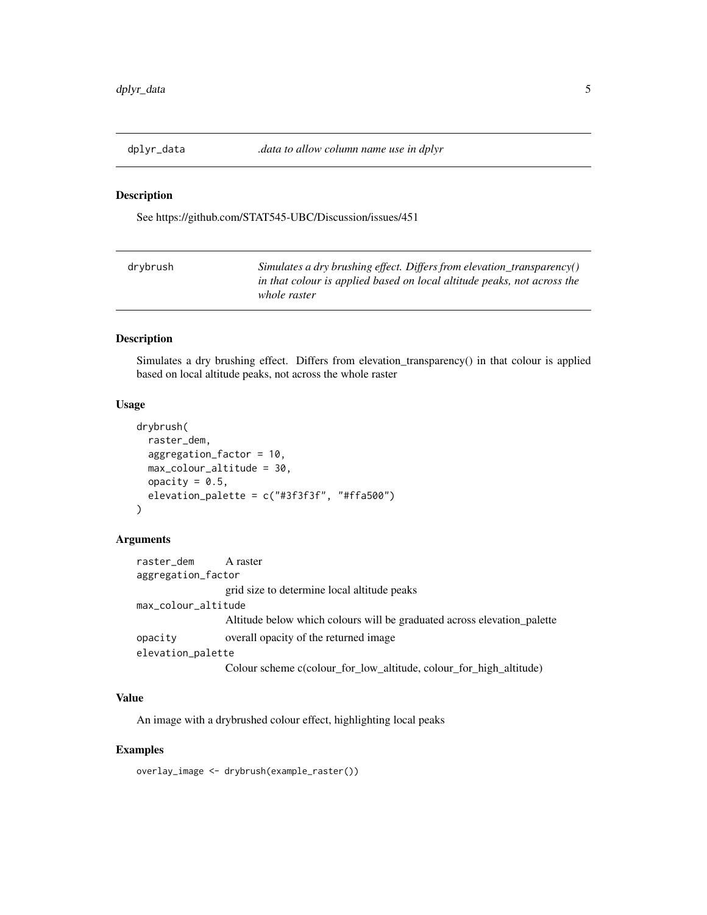## dplyr_data — *.data to allow column name use in dplyr*

### Description

See https://github.com/STAT545-UBC/Discussion/issues/451

## drybrush — *Simulates a dry brushing effect. Differs from elevation_transparency() in that colour is applied based on local altitude peaks, not across the whole raster*

### Description

Simulates a dry brushing effect. Differs from elevation_transparency() in that colour is applied based on local altitude peaks, not across the whole raster

### Usage

```
drybrush(
  raster_dem,
  aggregation_factor = 10,
  max_colour_altitude = 30,
  opacity = 0.5,
  elevation_palette = c("#3f3f3f", "#ffa500")
)
```

### Arguments

| | |
|---|---|
| `raster_dem` | A raster |
| `aggregation_factor` | grid size to determine local altitude peaks |
| `max_colour_altitude` | Altitude below which colours will be graduated across elevation_palette |
| `opacity` | overall opacity of the returned image |
| `elevation_palette` | Colour scheme c(colour_for_low_altitude, colour_for_high_altitude) |

### Value

An image with a drybrushed colour effect, highlighting local peaks

### Examples

```
overlay_image <- drybrush(example_raster())
```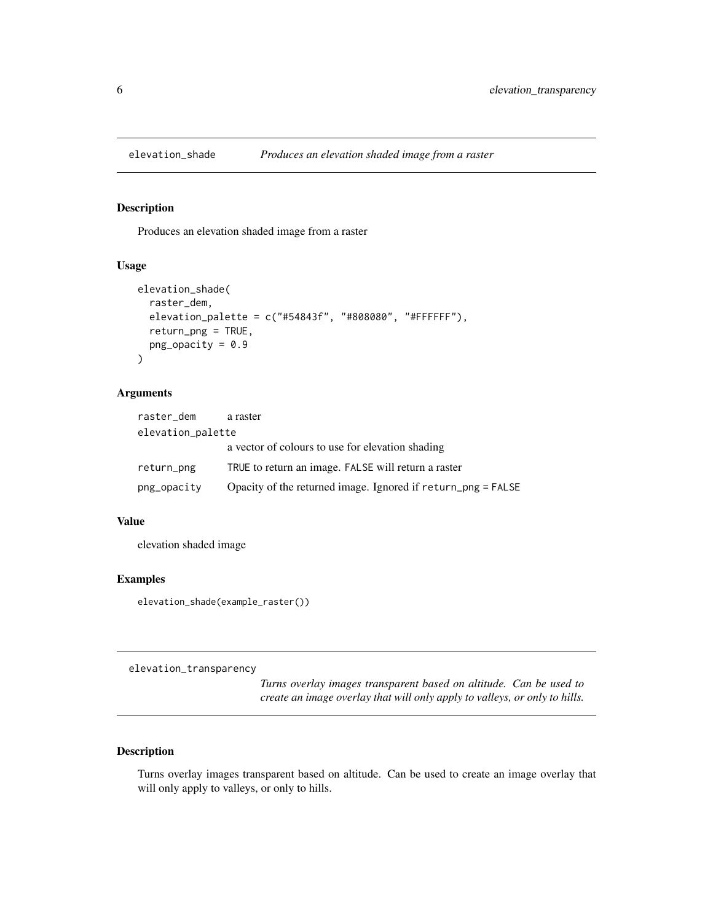## elevation_shade    *Produces an elevation shaded image from a raster*

### Description

Produces an elevation shaded image from a raster

### Usage

```
elevation_shade(
  raster_dem,
  elevation_palette = c("#54843f", "#808080", "#FFFFFF"),
  return_png = TRUE,
  png_opacity = 0.9
)
```

### Arguments

| | |
|---|---|
| raster_dem | a raster |
| elevation_palette | a vector of colours to use for elevation shading |
| return_png | TRUE to return an image. FALSE will return a raster |
| png_opacity | Opacity of the returned image. Ignored if return_png = FALSE |

### Value

elevation shaded image

### Examples

```
elevation_shade(example_raster())
```

## elevation_transparency

*Turns overlay images transparent based on altitude. Can be used to create an image overlay that will only apply to valleys, or only to hills.*

### Description

Turns overlay images transparent based on altitude. Can be used to create an image overlay that will only apply to valleys, or only to hills.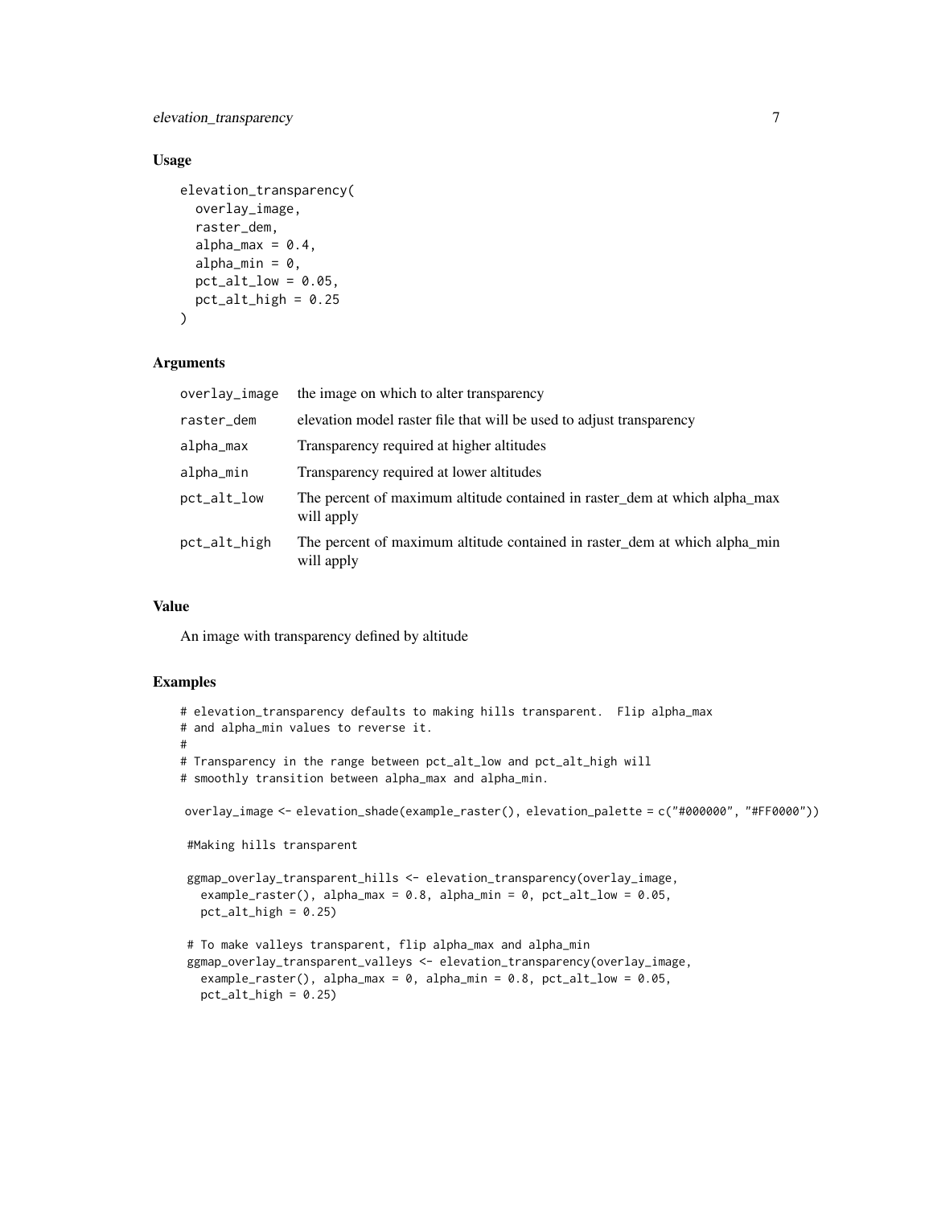### Usage

```
elevation_transparency(
  overlay_image,
  raster_dem,
  alpha_max = 0.4,
  alpha_min = 0,
  pct_alt_low = 0.05,
  pct_alt_high = 0.25
)
```

### Arguments

| | |
|---|---|
| overlay_image | the image on which to alter transparency |
| raster_dem | elevation model raster file that will be used to adjust transparency |
| alpha_max | Transparency required at higher altitudes |
| alpha_min | Transparency required at lower altitudes |
| pct_alt_low | The percent of maximum altitude contained in raster_dem at which alpha_max will apply |
| pct_alt_high | The percent of maximum altitude contained in raster_dem at which alpha_min will apply |

### Value

An image with transparency defined by altitude

### Examples

```
# elevation_transparency defaults to making hills transparent.  Flip alpha_max
# and alpha_min values to reverse it.
#
# Transparency in the range between pct_alt_low and pct_alt_high will
# smoothly transition between alpha_max and alpha_min.

 overlay_image <- elevation_shade(example_raster(), elevation_palette = c("#000000", "#FF0000"))

  #Making hills transparent

  ggmap_overlay_transparent_hills <- elevation_transparency(overlay_image,
    example_raster(), alpha_max = 0.8, alpha_min = 0, pct_alt_low = 0.05,
    pct_alt_high = 0.25)

  # To make valleys transparent, flip alpha_max and alpha_min
  ggmap_overlay_transparent_valleys <- elevation_transparency(overlay_image,
    example_raster(), alpha_max = 0, alpha_min = 0.8, pct_alt_low = 0.05,
    pct_alt_high = 0.25)
```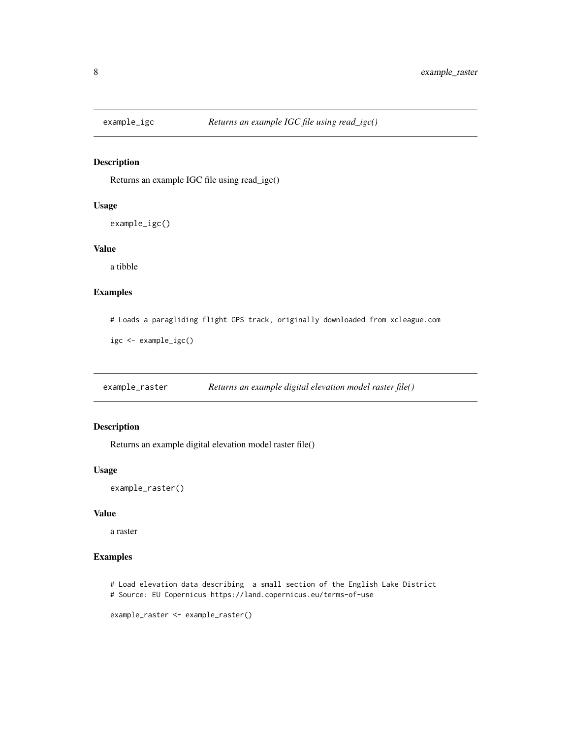## example_igc — *Returns an example IGC file using read_igc()*

### Description

Returns an example IGC file using read_igc()

### Usage

```
example_igc()
```

### Value

a tibble

### Examples

```
# Loads a paragliding flight GPS track, originally downloaded from xcleague.com

igc <- example_igc()
```

## example_raster — *Returns an example digital elevation model raster file()*

### Description

Returns an example digital elevation model raster file()

### Usage

```
example_raster()
```

### Value

a raster

### Examples

```
# Load elevation data describing  a small section of the English Lake District
# Source: EU Copernicus https://land.copernicus.eu/terms-of-use

example_raster <- example_raster()
```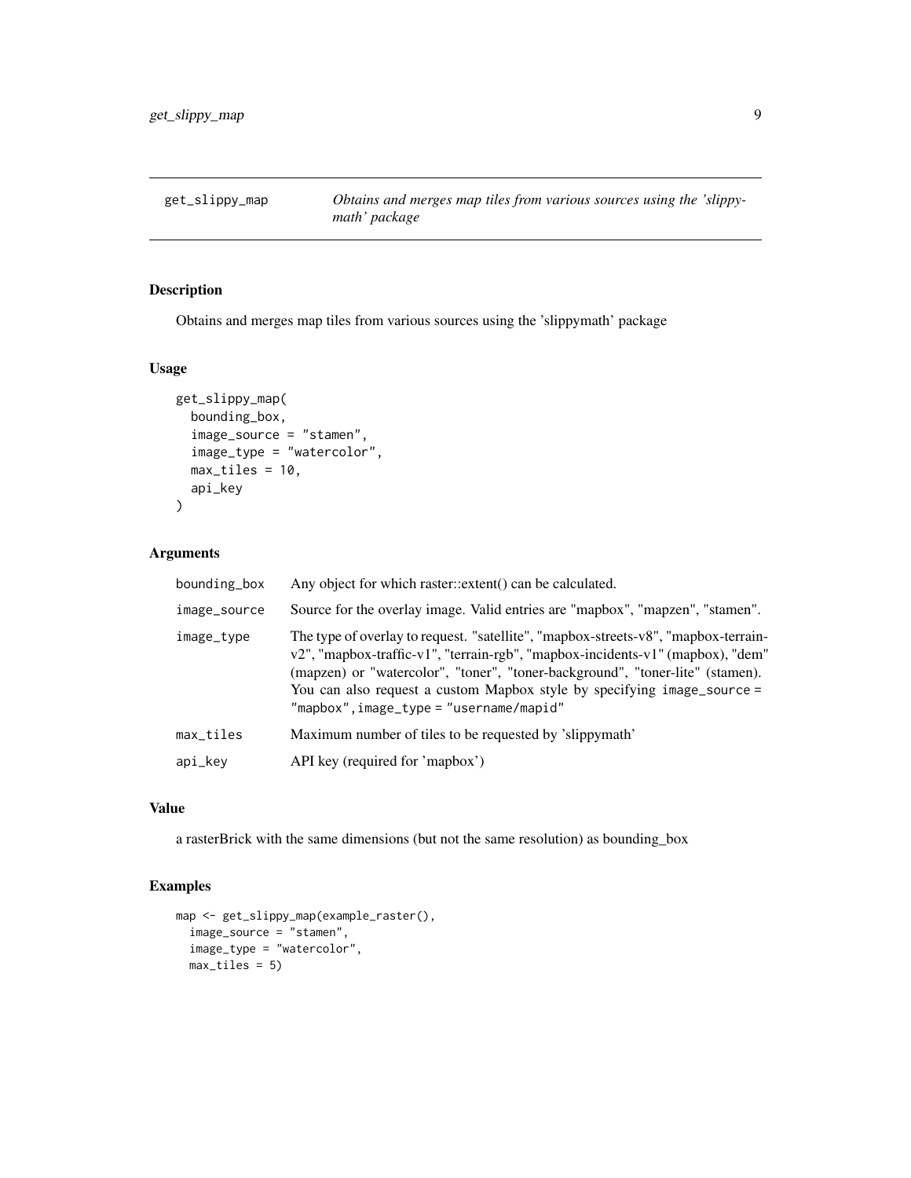## get_slippy_map

*Obtains and merges map tiles from various sources using the 'slippymath' package*

### Description

Obtains and merges map tiles from various sources using the 'slippymath' package

### Usage

```
get_slippy_map(
  bounding_box,
  image_source = "stamen",
  image_type = "watercolor",
  max_tiles = 10,
  api_key
)
```

### Arguments

| | |
|---|---|
| bounding_box | Any object for which raster::extent() can be calculated. |
| image_source | Source for the overlay image. Valid entries are "mapbox", "mapzen", "stamen". |
| image_type | The type of overlay to request. "satellite", "mapbox-streets-v8", "mapbox-terrain-v2", "mapbox-traffic-v1", "terrain-rgb", "mapbox-incidents-v1" (mapbox), "dem" (mapzen) or "watercolor", "toner", "toner-background", "toner-lite" (stamen). You can also request a custom Mapbox style by specifying `image_source = "mapbox", image_type = "username/mapid"` |
| max_tiles | Maximum number of tiles to be requested by 'slippymath' |
| api_key | API key (required for 'mapbox') |

### Value

a rasterBrick with the same dimensions (but not the same resolution) as bounding_box

### Examples

```
map <- get_slippy_map(example_raster(),
  image_source = "stamen",
  image_type = "watercolor",
  max_tiles = 5)
```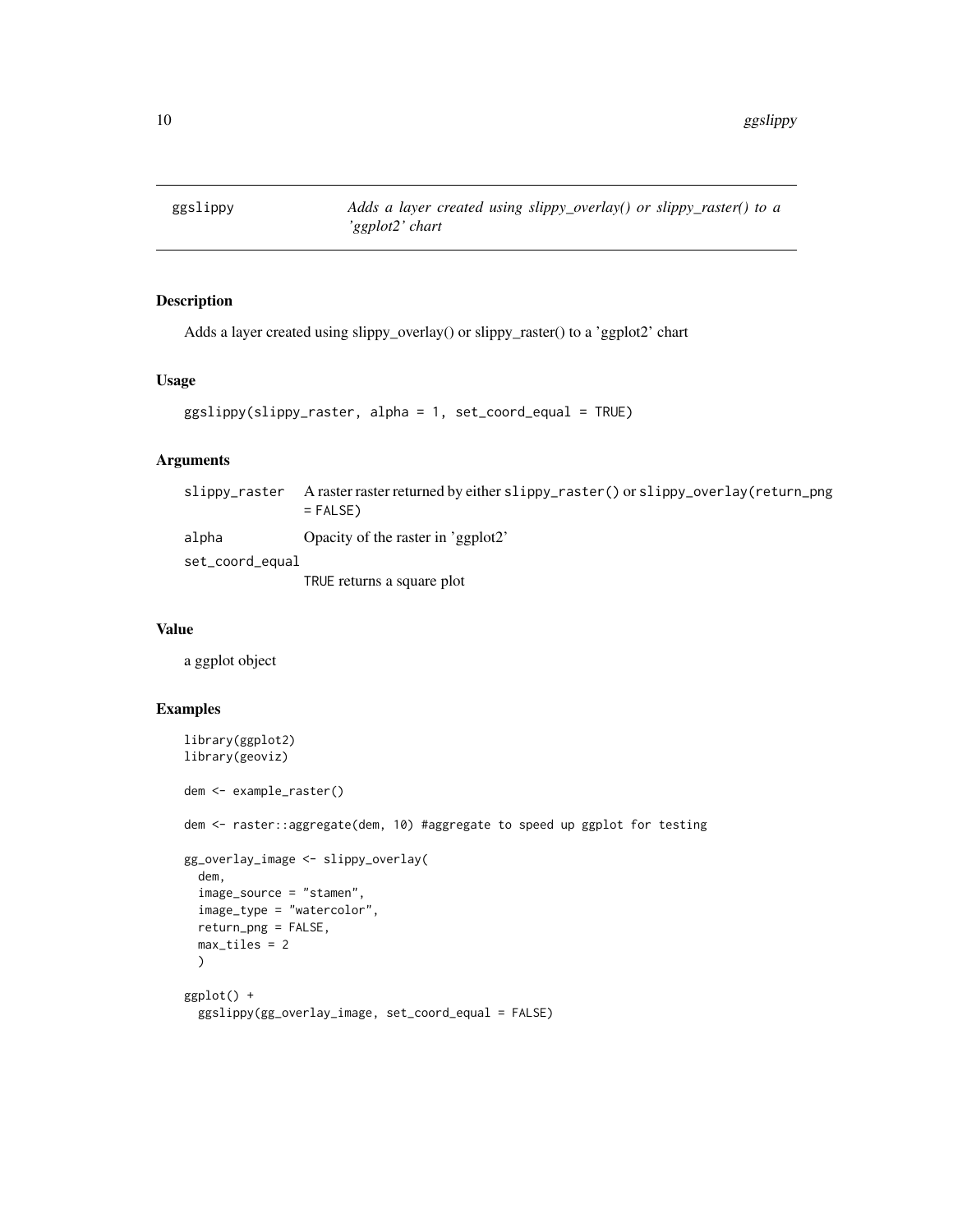## ggslippy — *Adds a layer created using slippy_overlay() or slippy_raster() to a 'ggplot2' chart*

### Description

Adds a layer created using slippy_overlay() or slippy_raster() to a 'ggplot2' chart

### Usage

```
ggslippy(slippy_raster, alpha = 1, set_coord_equal = TRUE)
```

### Arguments

| | |
|---|---|
| slippy_raster | A raster raster returned by either `slippy_raster()` or `slippy_overlay(return_png = FALSE)` |
| alpha | Opacity of the raster in 'ggplot2' |
| set_coord_equal | `TRUE` returns a square plot |

### Value

a ggplot object

### Examples

```
library(ggplot2)
library(geoviz)

dem <- example_raster()

dem <- raster::aggregate(dem, 10) #aggregate to speed up ggplot for testing

gg_overlay_image <- slippy_overlay(
  dem,
  image_source = "stamen",
  image_type = "watercolor",
  return_png = FALSE,
  max_tiles = 2
  )

ggplot() +
  ggslippy(gg_overlay_image, set_coord_equal = FALSE)
```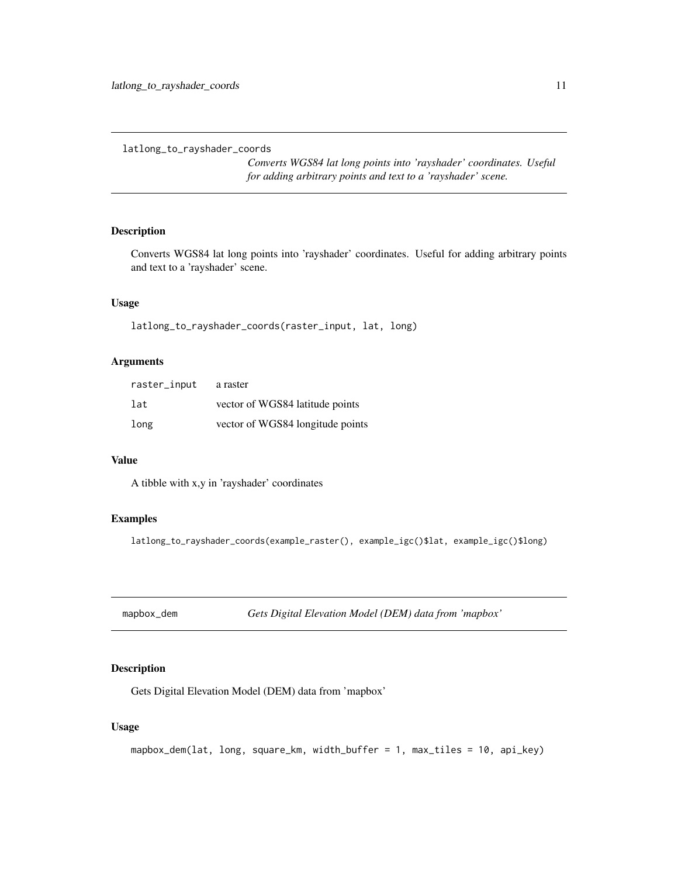## latlong_to_rayshader_coords

*Converts WGS84 lat long points into 'rayshader' coordinates. Useful for adding arbitrary points and text to a 'rayshader' scene.*

### Description

Converts WGS84 lat long points into 'rayshader' coordinates. Useful for adding arbitrary points and text to a 'rayshader' scene.

### Usage

```
latlong_to_rayshader_coords(raster_input, lat, long)
```

### Arguments

| | |
|---|---|
| raster_input | a raster |
| lat | vector of WGS84 latitude points |
| long | vector of WGS84 longitude points |

### Value

A tibble with x,y in 'rayshader' coordinates

### Examples

```
latlong_to_rayshader_coords(example_raster(), example_igc()$lat, example_igc()$long)
```

## mapbox_dem

*Gets Digital Elevation Model (DEM) data from 'mapbox'*

### Description

Gets Digital Elevation Model (DEM) data from 'mapbox'

### Usage

```
mapbox_dem(lat, long, square_km, width_buffer = 1, max_tiles = 10, api_key)
```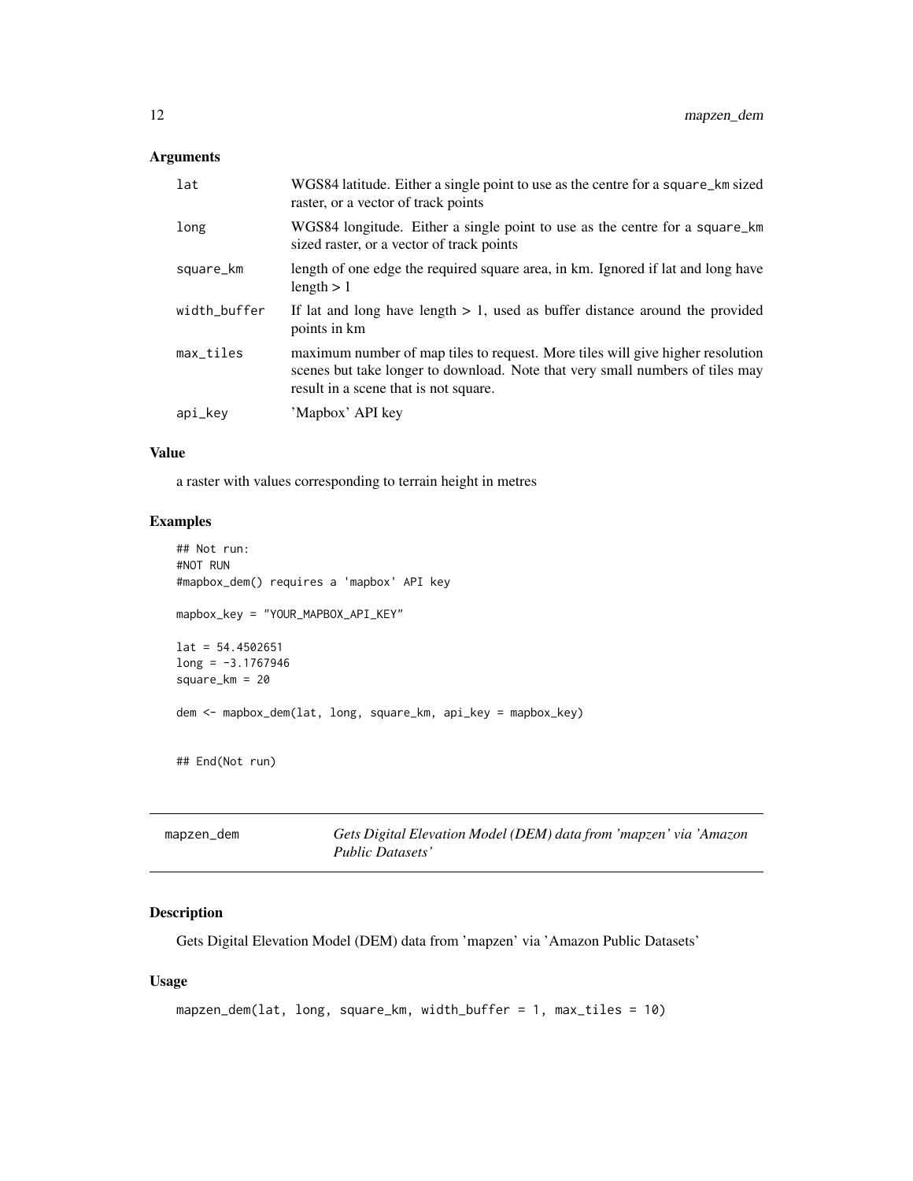### Arguments

| | |
|---|---|
| lat | WGS84 latitude. Either a single point to use as the centre for a square_km sized raster, or a vector of track points |
| long | WGS84 longitude. Either a single point to use as the centre for a square_km sized raster, or a vector of track points |
| square_km | length of one edge the required square area, in km. Ignored if lat and long have length > 1 |
| width_buffer | If lat and long have length > 1, used as buffer distance around the provided points in km |
| max_tiles | maximum number of map tiles to request. More tiles will give higher resolution scenes but take longer to download. Note that very small numbers of tiles may result in a scene that is not square. |
| api_key | 'Mapbox' API key |

### Value

a raster with values corresponding to terrain height in metres

### Examples

```
## Not run:
#NOT RUN
#mapbox_dem() requires a 'mapbox' API key

mapbox_key = "YOUR_MAPBOX_API_KEY"

lat = 54.4502651
long = -3.1767946
square_km = 20

dem <- mapbox_dem(lat, long, square_km, api_key = mapbox_key)


## End(Not run)
```

---

## mapzen_dem

*Gets Digital Elevation Model (DEM) data from 'mapzen' via 'Amazon Public Datasets'*

---

### Description

Gets Digital Elevation Model (DEM) data from 'mapzen' via 'Amazon Public Datasets'

### Usage

```
mapzen_dem(lat, long, square_km, width_buffer = 1, max_tiles = 10)
```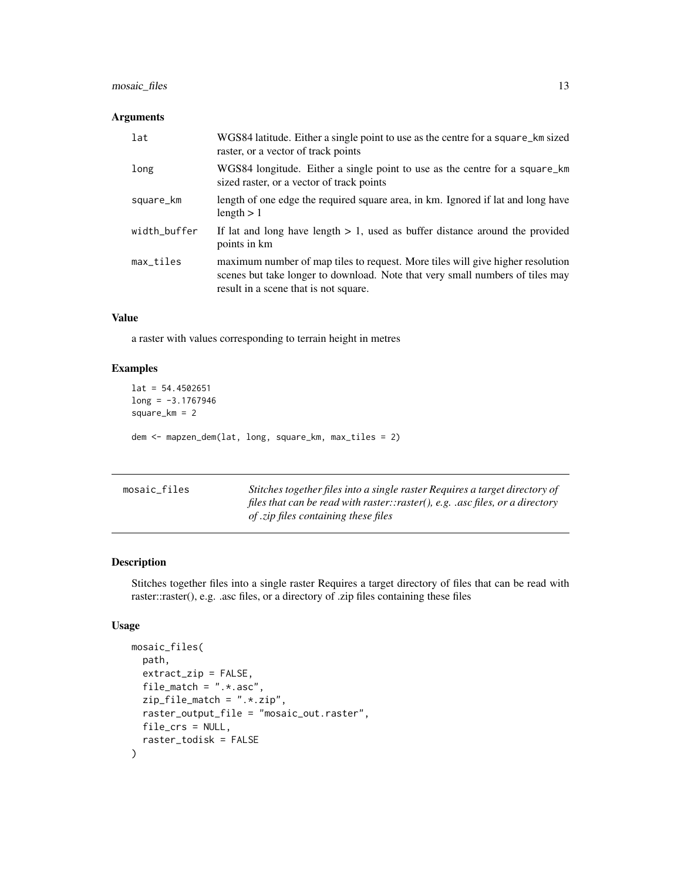### Arguments

| | |
|---|---|
| lat | WGS84 latitude. Either a single point to use as the centre for a square_km sized raster, or a vector of track points |
| long | WGS84 longitude. Either a single point to use as the centre for a square_km sized raster, or a vector of track points |
| square_km | length of one edge the required square area, in km. Ignored if lat and long have length > 1 |
| width_buffer | If lat and long have length > 1, used as buffer distance around the provided points in km |
| max_tiles | maximum number of map tiles to request. More tiles will give higher resolution scenes but take longer to download. Note that very small numbers of tiles may result in a scene that is not square. |

### Value

a raster with values corresponding to terrain height in metres

### Examples

```
lat = 54.4502651
long = -3.1767946
square_km = 2

dem <- mapzen_dem(lat, long, square_km, max_tiles = 2)
```

---

## mosaic_files

*Stitches together files into a single raster Requires a target directory of files that can be read with raster::raster(), e.g. .asc files, or a directory of .zip files containing these files*

---

### Description

Stitches together files into a single raster Requires a target directory of files that can be read with raster::raster(), e.g. .asc files, or a directory of .zip files containing these files

### Usage

```
mosaic_files(
  path,
  extract_zip = FALSE,
  file_match = ".*.asc",
  zip_file_match = ".*.zip",
  raster_output_file = "mosaic_out.raster",
  file_crs = NULL,
  raster_todisk = FALSE
)
```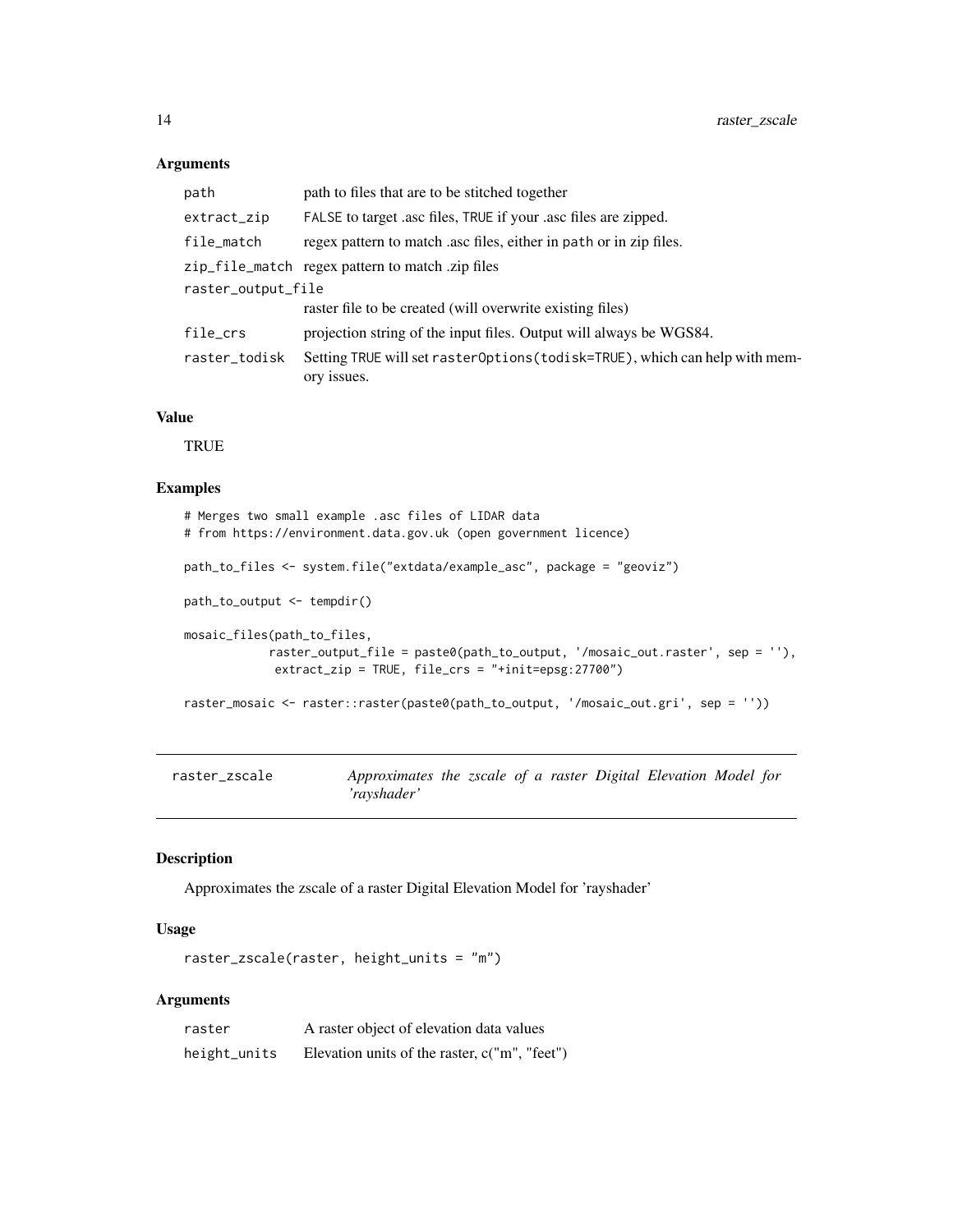### Arguments

| | |
|---|---|
| path | path to files that are to be stitched together |
| extract_zip | FALSE to target .asc files, TRUE if your .asc files are zipped. |
| file_match | regex pattern to match .asc files, either in path or in zip files. |
| zip_file_match | regex pattern to match .zip files |
| raster_output_file | raster file to be created (will overwrite existing files) |
| file_crs | projection string of the input files. Output will always be WGS84. |
| raster_todisk | Setting TRUE will set rasterOptions(todisk=TRUE), which can help with memory issues. |

### Value

TRUE

### Examples

```
# Merges two small example .asc files of LIDAR data
# from https://environment.data.gov.uk (open government licence)

path_to_files <- system.file("extdata/example_asc", package = "geoviz")

path_to_output <- tempdir()

mosaic_files(path_to_files,
            raster_output_file = paste0(path_to_output, '/mosaic_out.raster', sep = ''),
             extract_zip = TRUE, file_crs = "+init=epsg:27700")

raster_mosaic <- raster::raster(paste0(path_to_output, '/mosaic_out.gri', sep = ''))
```

---

## raster_zscale — *Approximates the zscale of a raster Digital Elevation Model for 'rayshader'*

### Description

Approximates the zscale of a raster Digital Elevation Model for 'rayshader'

### Usage

```
raster_zscale(raster, height_units = "m")
```

### Arguments

| | |
|---|---|
| raster | A raster object of elevation data values |
| height_units | Elevation units of the raster, c("m", "feet") |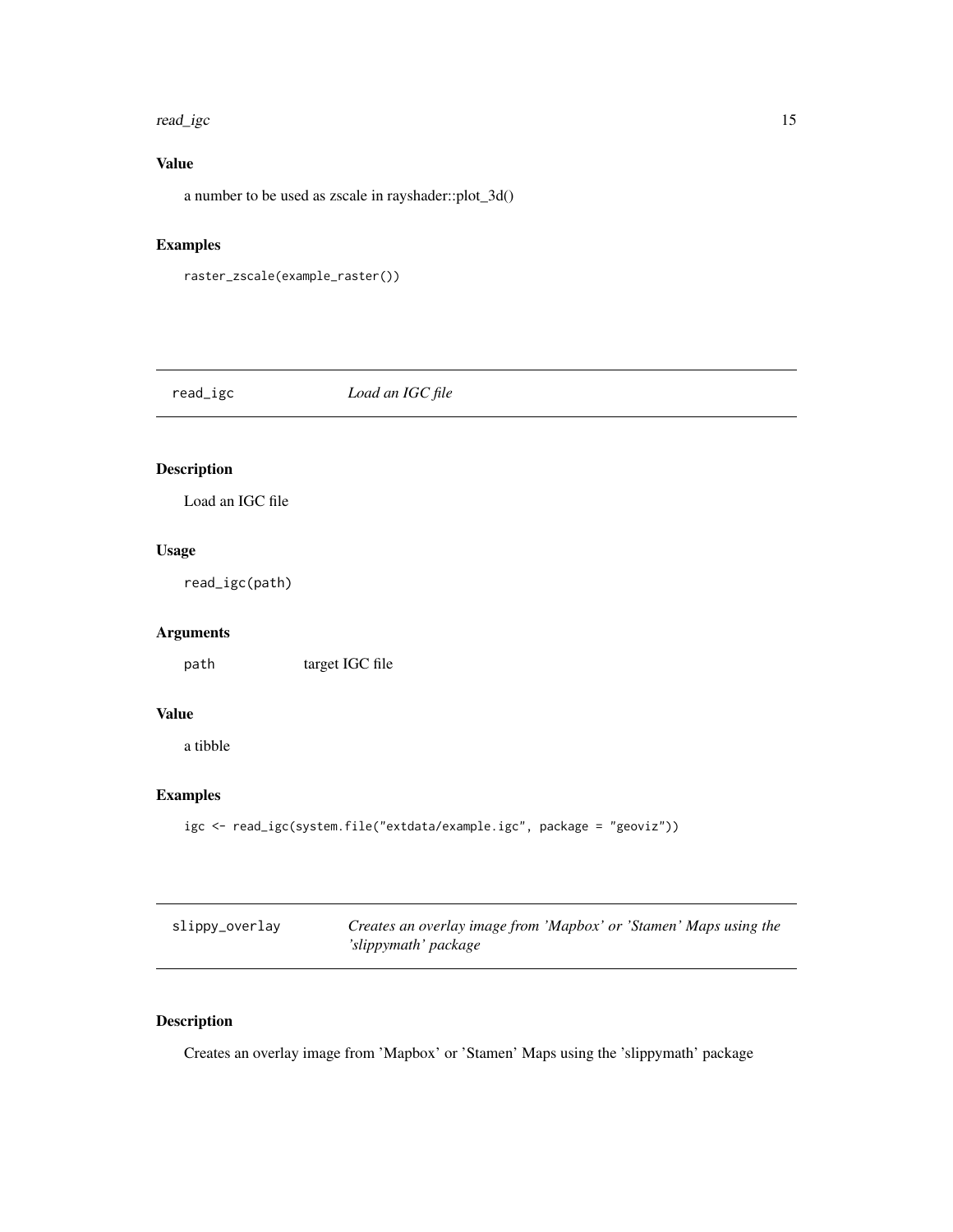### Value

a number to be used as zscale in rayshader::plot_3d()

### Examples

```
raster_zscale(example_raster())
```

---

## read_igc    *Load an IGC file*

### Description

Load an IGC file

### Usage

```
read_igc(path)
```

### Arguments

| | |
|---|---|
| path | target IGC file |

### Value

a tibble

### Examples

```
igc <- read_igc(system.file("extdata/example.igc", package = "geoviz"))
```

---

## slippy_overlay    *Creates an overlay image from 'Mapbox' or 'Stamen' Maps using the 'slippymath' package*

### Description

Creates an overlay image from 'Mapbox' or 'Stamen' Maps using the 'slippymath' package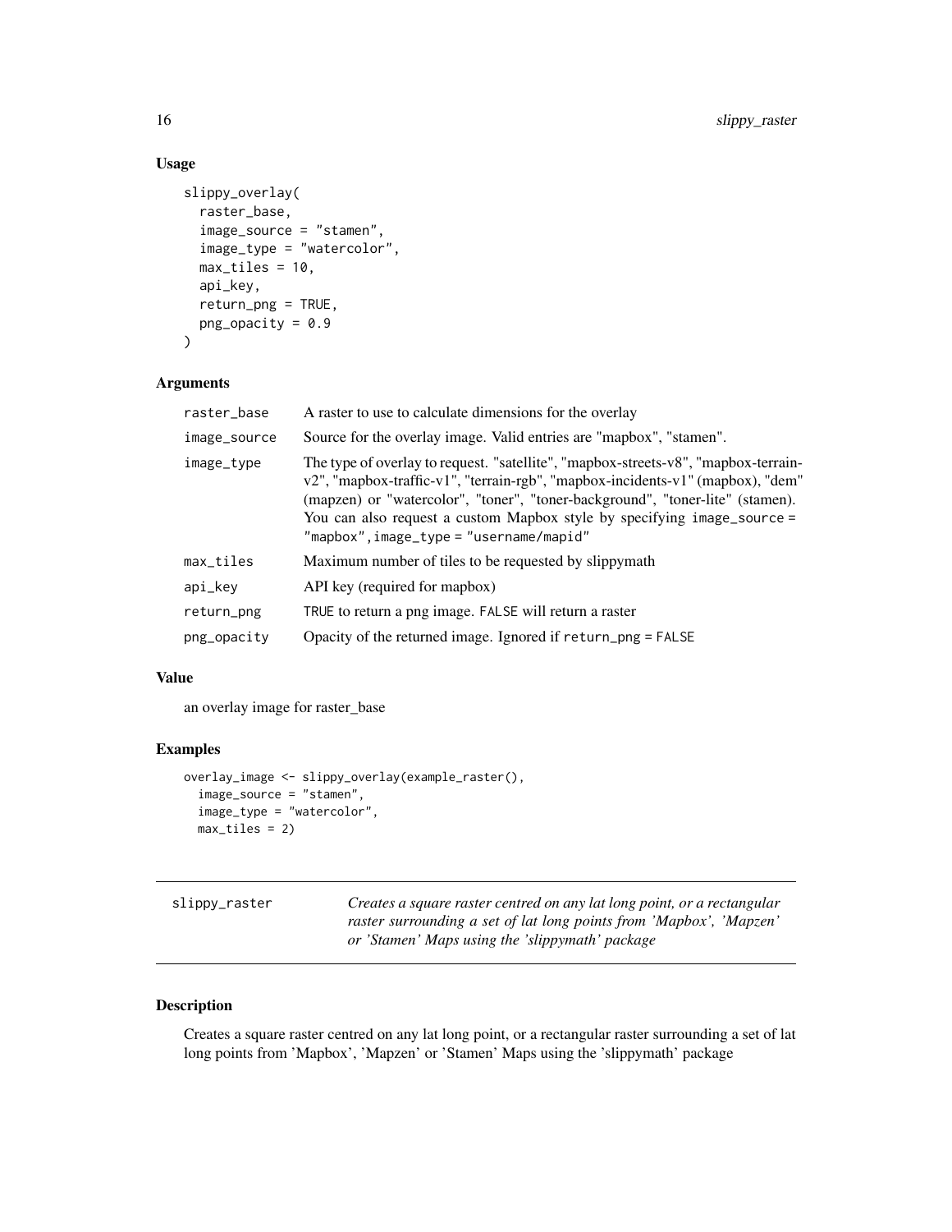### Usage

```
slippy_overlay(
  raster_base,
  image_source = "stamen",
  image_type = "watercolor",
  max_tiles = 10,
  api_key,
  return_png = TRUE,
  png_opacity = 0.9
)
```

### Arguments

| | |
|---|---|
| raster_base | A raster to use to calculate dimensions for the overlay |
| image_source | Source for the overlay image. Valid entries are "mapbox", "stamen". |
| image_type | The type of overlay to request. "satellite", "mapbox-streets-v8", "mapbox-terrain-v2", "mapbox-traffic-v1", "terrain-rgb", "mapbox-incidents-v1" (mapbox), "dem" (mapzen) or "watercolor", "toner", "toner-background", "toner-lite" (stamen). You can also request a custom Mapbox style by specifying `image_source = "mapbox", image_type = "username/mapid"` |
| max_tiles | Maximum number of tiles to be requested by slippymath |
| api_key | API key (required for mapbox) |
| return_png | `TRUE` to return a png image. `FALSE` will return a raster |
| png_opacity | Opacity of the returned image. Ignored if `return_png = FALSE` |

### Value

an overlay image for raster_base

### Examples

```
overlay_image <- slippy_overlay(example_raster(),
  image_source = "stamen",
  image_type = "watercolor",
  max_tiles = 2)
```

---

## slippy_raster

*Creates a square raster centred on any lat long point, or a rectangular raster surrounding a set of lat long points from 'Mapbox', 'Mapzen' or 'Stamen' Maps using the 'slippymath' package*

---

### Description

Creates a square raster centred on any lat long point, or a rectangular raster surrounding a set of lat long points from 'Mapbox', 'Mapzen' or 'Stamen' Maps using the 'slippymath' package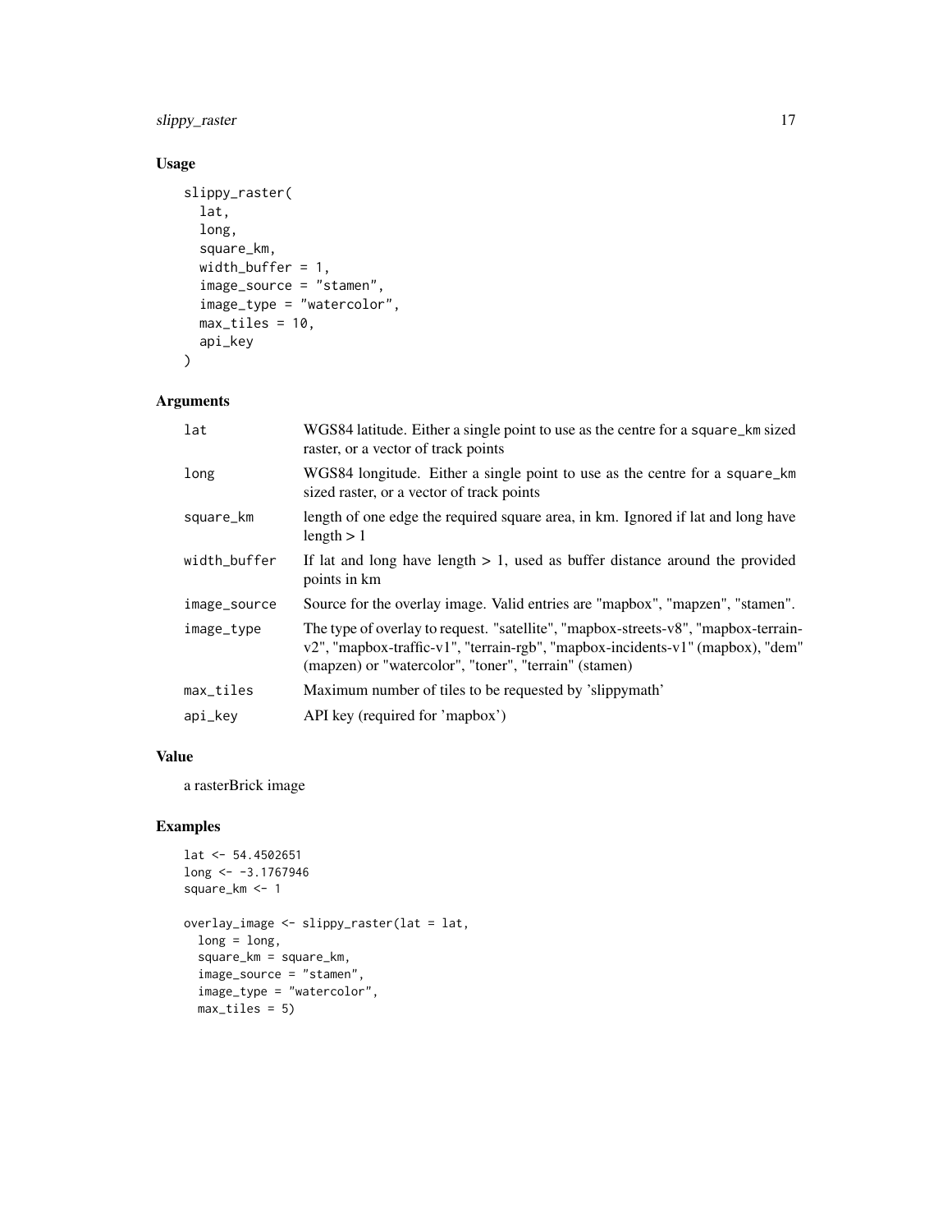## Usage

```
slippy_raster(
  lat,
  long,
  square_km,
  width_buffer = 1,
  image_source = "stamen",
  image_type = "watercolor",
  max_tiles = 10,
  api_key
)
```

## Arguments

| | |
|---|---|
| `lat` | WGS84 latitude. Either a single point to use as the centre for a `square_km` sized raster, or a vector of track points |
| `long` | WGS84 longitude. Either a single point to use as the centre for a `square_km` sized raster, or a vector of track points |
| `square_km` | length of one edge the required square area, in km. Ignored if lat and long have length > 1 |
| `width_buffer` | If lat and long have length > 1, used as buffer distance around the provided points in km |
| `image_source` | Source for the overlay image. Valid entries are "mapbox", "mapzen", "stamen". |
| `image_type` | The type of overlay to request. "satellite", "mapbox-streets-v8", "mapbox-terrain-v2", "mapbox-traffic-v1", "terrain-rgb", "mapbox-incidents-v1" (mapbox), "dem" (mapzen) or "watercolor", "toner", "terrain" (stamen) |
| `max_tiles` | Maximum number of tiles to be requested by 'slippymath' |
| `api_key` | API key (required for 'mapbox') |

## Value

a rasterBrick image

## Examples

```
lat <- 54.4502651
long <- -3.1767946
square_km <- 1

overlay_image <- slippy_raster(lat = lat,
  long = long,
  square_km = square_km,
  image_source = "stamen",
  image_type = "watercolor",
  max_tiles = 5)
```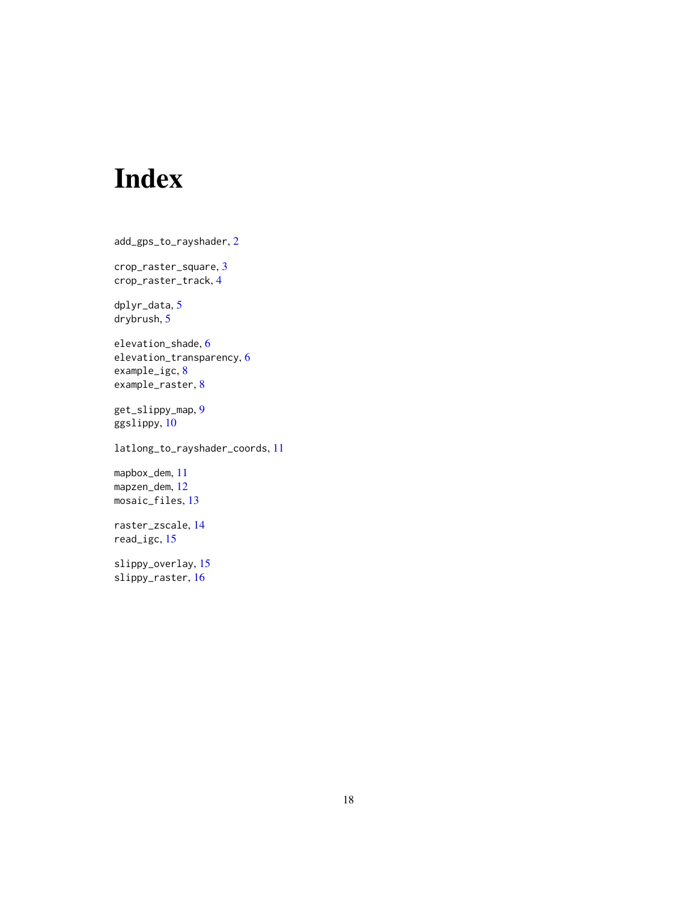# Index

add_gps_to_rayshader, 2

crop_raster_square, 3
crop_raster_track, 4

dplyr_data, 5
drybrush, 5

elevation_shade, 6
elevation_transparency, 6
example_igc, 8
example_raster, 8

get_slippy_map, 9
ggslippy, 10

latlong_to_rayshader_coords, 11

mapbox_dem, 11
mapzen_dem, 12
mosaic_files, 13

raster_zscale, 14
read_igc, 15

slippy_overlay, 15
slippy_raster, 16